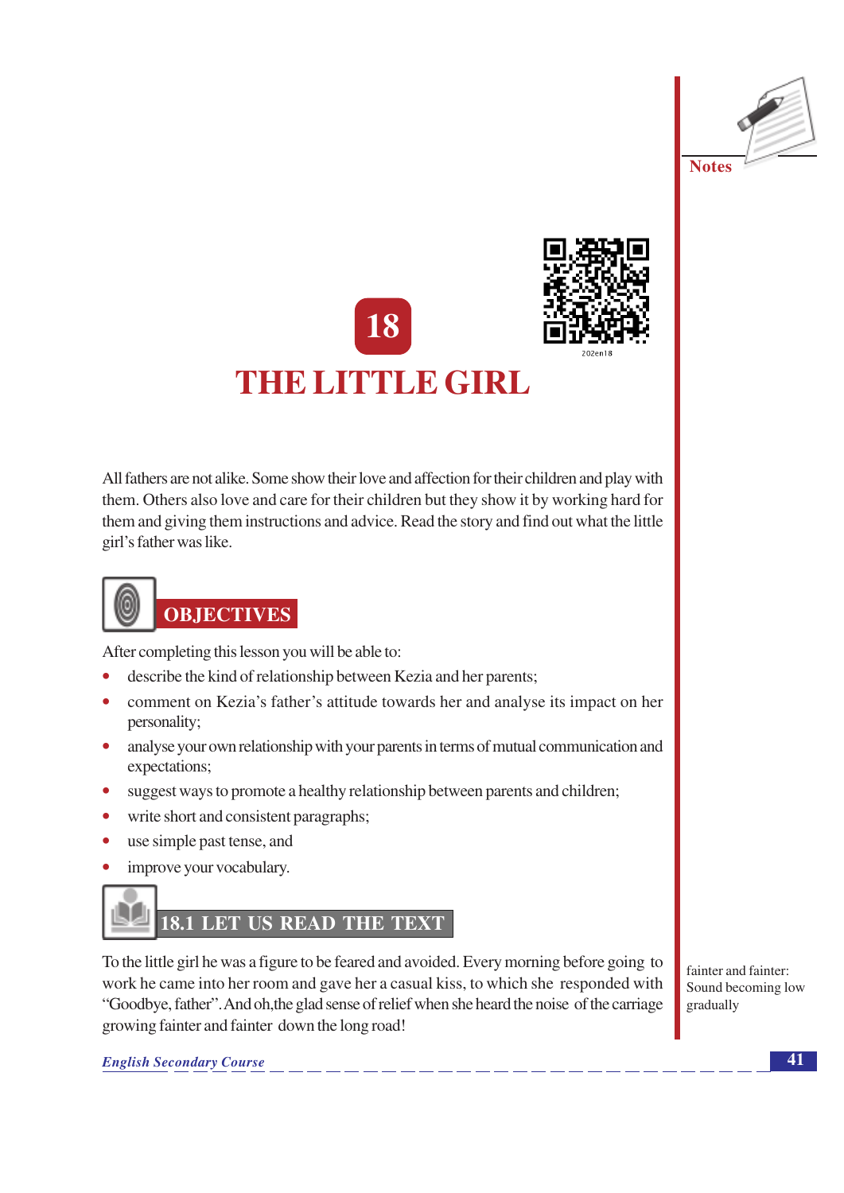# 18

# THE LITTLE GIRL

All fathers are not alike. Some show their love and affection for their children and play with them. Others also love and care for their children but they show it by working hard for them and giving them instructions and advice. Read the story and find out what the little girl's father was like.

## OBJECTIVES

After completing this lesson you will be able to:

- describe the kind of relationship between Kezia and her parents;
- comment on Kezia's father's attitude towards her and analyse its impact on her personality;
- analyse your own relationship with your parents in terms of mutual communication and expectations;
- suggest ways to promote a healthy relationship between parents and children;
- write short and consistent paragraphs;
- use simple past tense, and
- improve your vocabulary.

## 18.1 LET US READ THE TEXT

To the little girl he was a figure to be feared and avoided. Every morning before going to work he came into her room and gave her a casual kiss, to which she responded with "Goodbye, father". And oh,the glad sense of relief when she heard the noise of the carriage growing fainter and fainter down the long road!

fainter and fainter: Sound becoming low gradually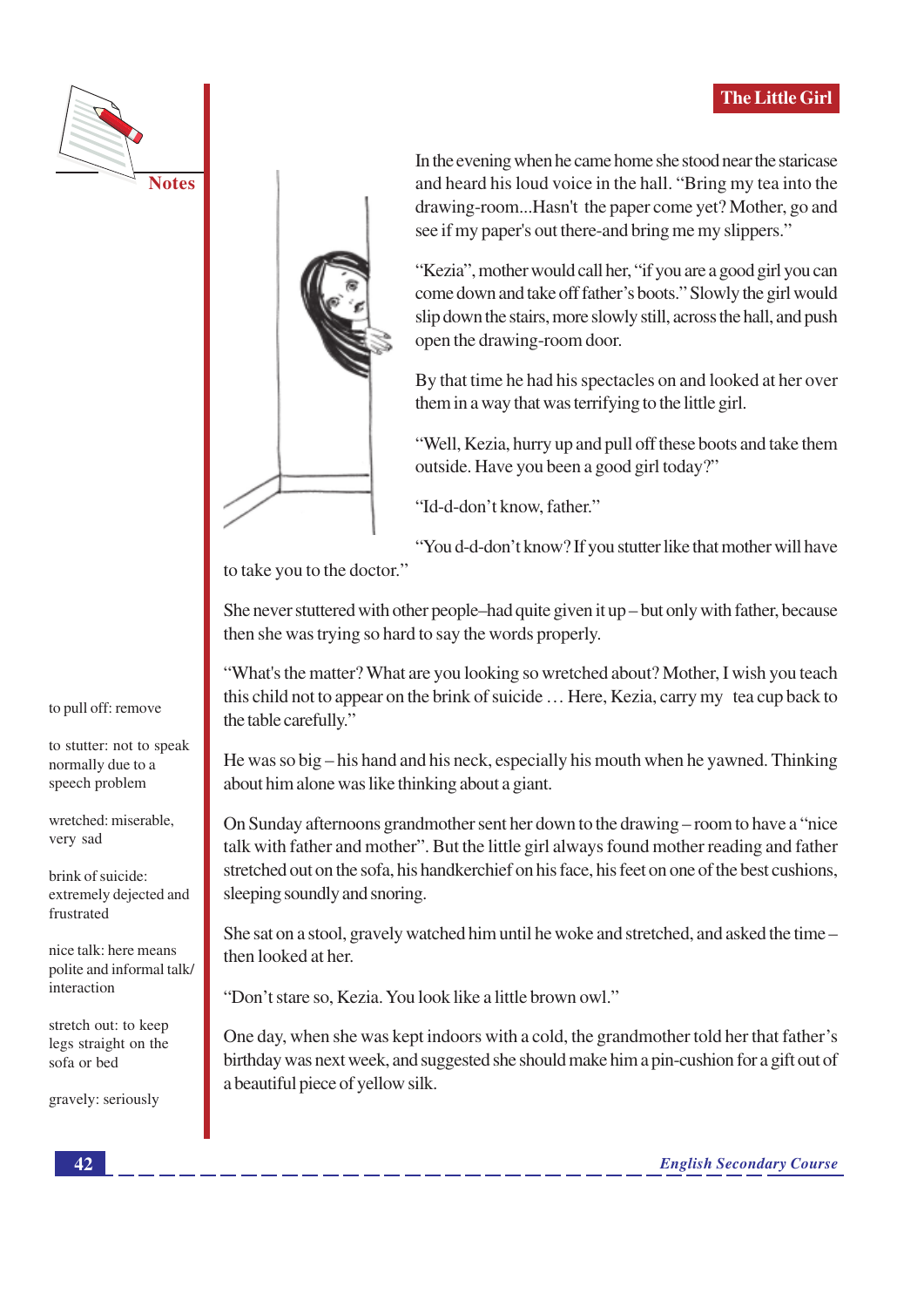In the evening when he came home she stood near the staricase and heard his loud voice in the hall. "Bring my tea into the drawing-room...Hasn't the paper come yet? Mother, go and see if my paper's out there-and bring me my slippers."

"Kezia", mother would call her, "if you are a good girl you can come down and take off father's boots." Slowly the girl would slip down the stairs, more slowly still, across the hall, and push open the drawing-room door.

By that time he had his spectacles on and looked at her over them in a way that was terrifying to the little girl.

"Well, Kezia, hurry up and pull off these boots and take them outside. Have you been a good girl today?"

"Id-d-don't know, father."

"You d-d-don't know? If you stutter like that mother will have to take you to the doctor."

She never stuttered with other people–had quite given it up – but only with father, because then she was trying so hard to say the words properly.

"What's the matter? What are you looking so wretched about? Mother, I wish you teach this child not to appear on the brink of suicide … Here, Kezia, carry my tea cup back to the table carefully."

He was so big – his hand and his neck, especially his mouth when he yawned. Thinking about him alone was like thinking about a giant.

On Sunday afternoons grandmother sent her down to the drawing – room to have a "nice talk with father and mother". But the little girl always found mother reading and father stretched out on the sofa, his handkerchief on his face, his feet on one of the best cushions, sleeping soundly and snoring.

She sat on a stool, gravely watched him until he woke and stretched, and asked the time – then looked at her.

"Don't stare so, Kezia. You look like a little brown owl."

One day, when she was kept indoors with a cold, the grandmother told her that father's birthday was next week, and suggested she should make him a pin-cushion for a gift out of a beautiful piece of yellow silk.

**Notes**

to pull off: remove

to stutter: not to speak normally due to a speech problem

wretched: miserable, very sad

brink of suicide: extremely dejected and frustrated

nice talk: here means polite and informal talk/ interaction

stretch out: to keep legs straight on the sofa or bed

gravely: seriously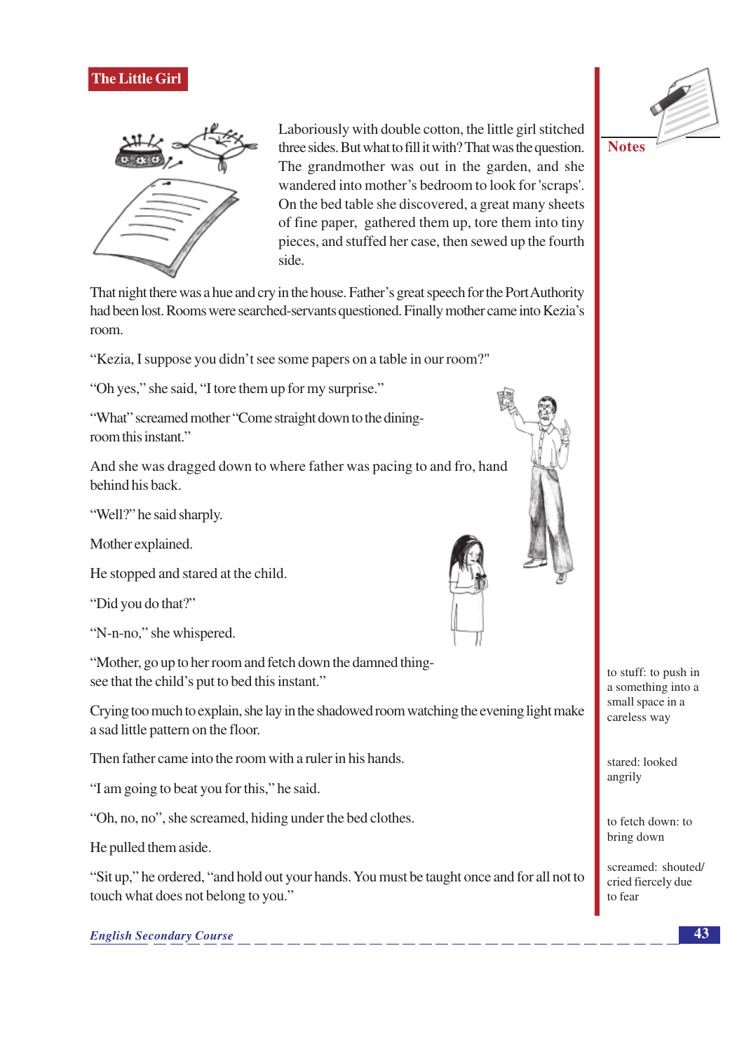The Little Girl

Laboriously with double cotton, the little girl stitched three sides. But what to fill it with? That was the question. The grandmother was out in the garden, and she wandered into mother's bedroom to look for 'scraps'. On the bed table she discovered, a great many sheets of fine paper, gathered them up, tore them into tiny pieces, and stuffed her case, then sewed up the fourth side.

That night there was a hue and cry in the house. Father's great speech for the Port Authority had been lost. Rooms were searched-servants questioned. Finally mother came into Kezia's room.

"Kezia, I suppose you didn't see some papers on a table in our room?"

"Oh yes," she said, "I tore them up for my surprise."

"What" screamed mother "Come straight down to the dining-room this instant."

And she was dragged down to where father was pacing to and fro, hand behind his back.

"Well?" he said sharply.

Mother explained.

He stopped and stared at the child.

"Did you do that?"

"N-n-no," she whispered.

"Mother, go up to her room and fetch down the damned thing-see that the child's put to bed this instant."

Crying too much to explain, she lay in the shadowed room watching the evening light make a sad little pattern on the floor.

Then father came into the room with a ruler in his hands.

"I am going to beat you for this," he said.

"Oh, no, no", she screamed, hiding under the bed clothes.

He pulled them aside.

"Sit up," he ordered, "and hold out your hands. You must be taught once and for all not to touch what does not belong to you."

**Notes**

to stuff: to push in a something into a small space in a careless way

stared: looked angrily

to fetch down: to bring down

screamed: shouted/ cried fiercely due to fear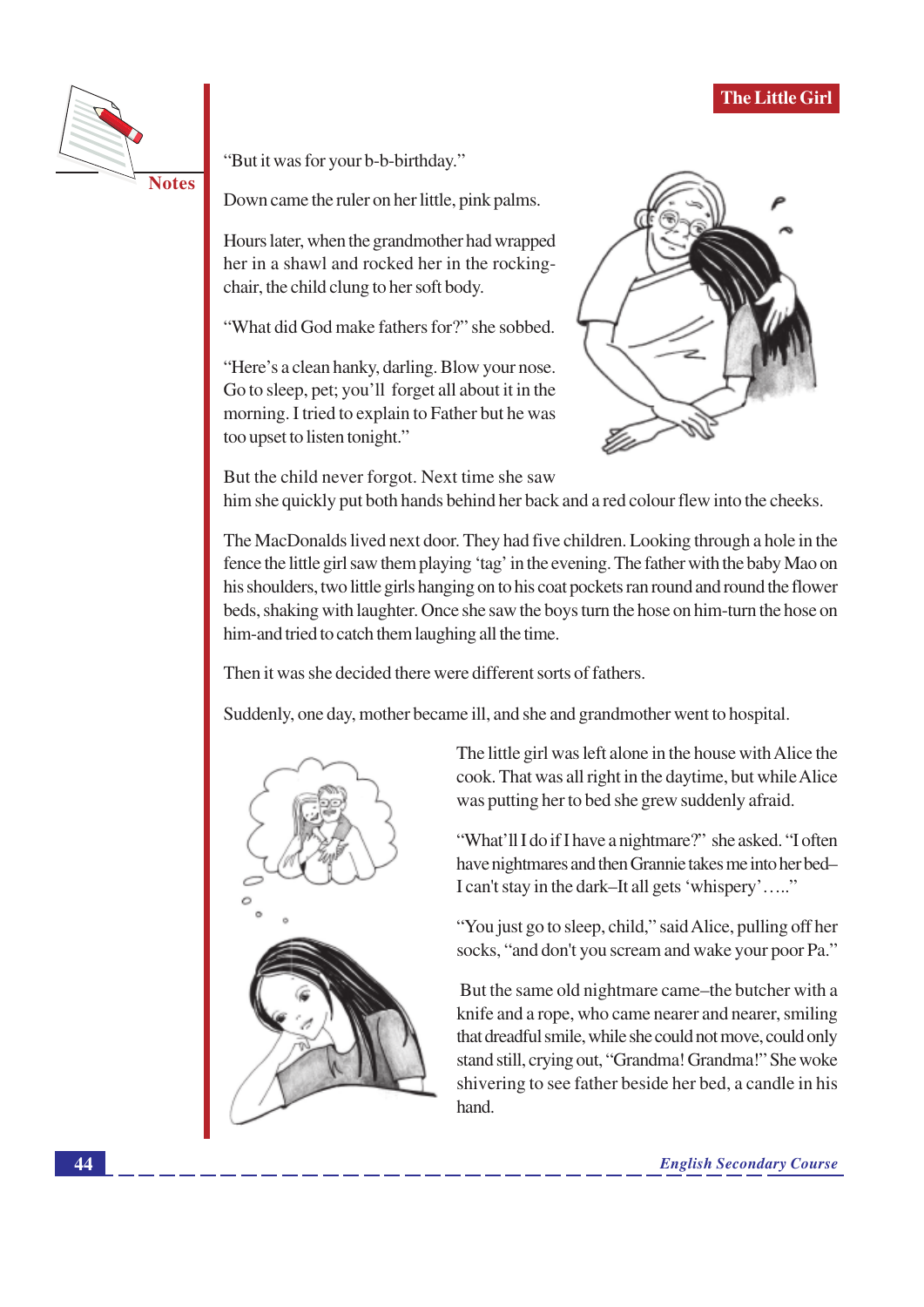"But it was for your b-b-birthday."

Down came the ruler on her little, pink palms.

Hours later, when the grandmother had wrapped her in a shawl and rocked her in the rocking-chair, the child clung to her soft body.

"What did God make fathers for?" she sobbed.

"Here's a clean hanky, darling. Blow your nose. Go to sleep, pet; you'll forget all about it in the morning. I tried to explain to Father but he was too upset to listen tonight."

But the child never forgot. Next time she saw him she quickly put both hands behind her back and a red colour flew into the cheeks.

The MacDonalds lived next door. They had five children. Looking through a hole in the fence the little girl saw them playing 'tag' in the evening. The father with the baby Mao on his shoulders, two little girls hanging on to his coat pockets ran round and round the flower beds, shaking with laughter. Once she saw the boys turn the hose on him-turn the hose on him-and tried to catch them laughing all the time.

Then it was she decided there were different sorts of fathers.

Suddenly, one day, mother became ill, and she and grandmother went to hospital.

The little girl was left alone in the house with Alice the cook. That was all right in the daytime, but while Alice was putting her to bed she grew suddenly afraid.

"What'll I do if I have a nightmare?" she asked. "I often have nightmares and then Grannie takes me into her bed–I can't stay in the dark–It all gets 'whispery'….."

"You just go to sleep, child," said Alice, pulling off her socks, "and don't you scream and wake your poor Pa."

But the same old nightmare came–the butcher with a knife and a rope, who came nearer and nearer, smiling that dreadful smile, while she could not move, could only stand still, crying out, "Grandma! Grandma!" She woke shivering to see father beside her bed, a candle in his hand.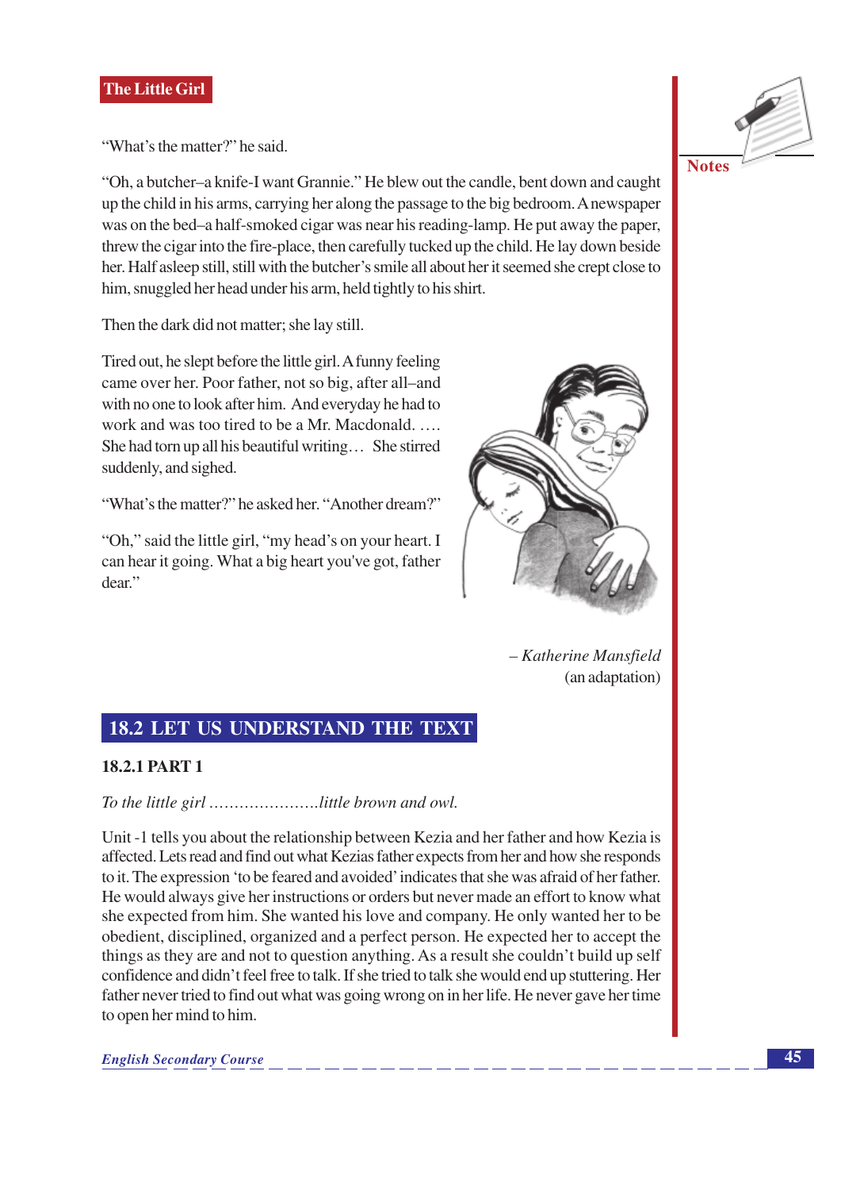"What's the matter?" he said.

"Oh, a butcher–a knife-I want Grannie." He blew out the candle, bent down and caught up the child in his arms, carrying her along the passage to the big bedroom. A newspaper was on the bed–a half-smoked cigar was near his reading-lamp. He put away the paper, threw the cigar into the fire-place, then carefully tucked up the child. He lay down beside her. Half asleep still, still with the butcher's smile all about her it seemed she crept close to him, snuggled her head under his arm, held tightly to his shirt.

Then the dark did not matter; she lay still.

Tired out, he slept before the little girl. A funny feeling came over her. Poor father, not so big, after all–and with no one to look after him. And everyday he had to work and was too tired to be a Mr. Macdonald. …. She had torn up all his beautiful writing… She stirred suddenly, and sighed.

"What's the matter?" he asked her. "Another dream?"

"Oh," said the little girl, "my head's on your heart. I can hear it going. What a big heart you've got, father dear."

*– Katherine Mansfield*
(an adaptation)

## 18.2 LET US UNDERSTAND THE TEXT

### 18.2.1 PART 1

*To the little girl ………………….little brown and owl.*

Unit -1 tells you about the relationship between Kezia and her father and how Kezia is affected. Lets read and find out what Kezias father expects from her and how she responds to it. The expression 'to be feared and avoided' indicates that she was afraid of her father. He would always give her instructions or orders but never made an effort to know what she expected from him. She wanted his love and company. He only wanted her to be obedient, disciplined, organized and a perfect person. He expected her to accept the things as they are and not to question anything. As a result she couldn't build up self confidence and didn't feel free to talk. If she tried to talk she would end up stuttering. Her father never tried to find out what was going wrong on in her life. He never gave her time to open her mind to him.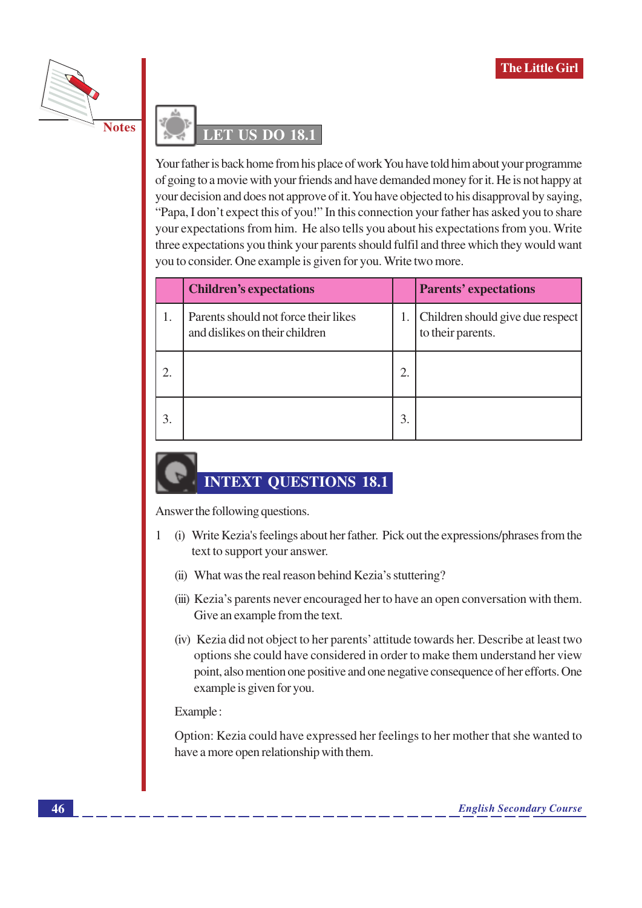## LET US DO 18.1

Your father is back home from his place of work You have told him about your programme of going to a movie with your friends and have demanded money for it. He is not happy at your decision and does not approve of it. You have objected to his disapproval by saying, "Papa, I don't expect this of you!" In this connection your father has asked you to share your expectations from him. He also tells you about his expectations from you. Write three expectations you think your parents should fulfil and three which they would want you to consider. One example is given for you. Write two more.

| | Children's expectations | | Parents' expectations |
|---|---|---|---|
| 1. | Parents should not force their likes and dislikes on their children | 1. | Children should give due respect to their parents. |
| 2. | | 2. | |
| 3. | | 3. | |

## INTEXT QUESTIONS 18.1

Answer the following questions.

1 (i) Write Kezia's feelings about her father. Pick out the expressions/phrases from the text to support your answer.

(ii) What was the real reason behind Kezia's stuttering?

(iii) Kezia's parents never encouraged her to have an open conversation with them. Give an example from the text.

(iv) Kezia did not object to her parents' attitude towards her. Describe at least two options she could have considered in order to make them understand her view point, also mention one positive and one negative consequence of her efforts. One example is given for you.

Example :

Option: Kezia could have expressed her feelings to her mother that she wanted to have a more open relationship with them.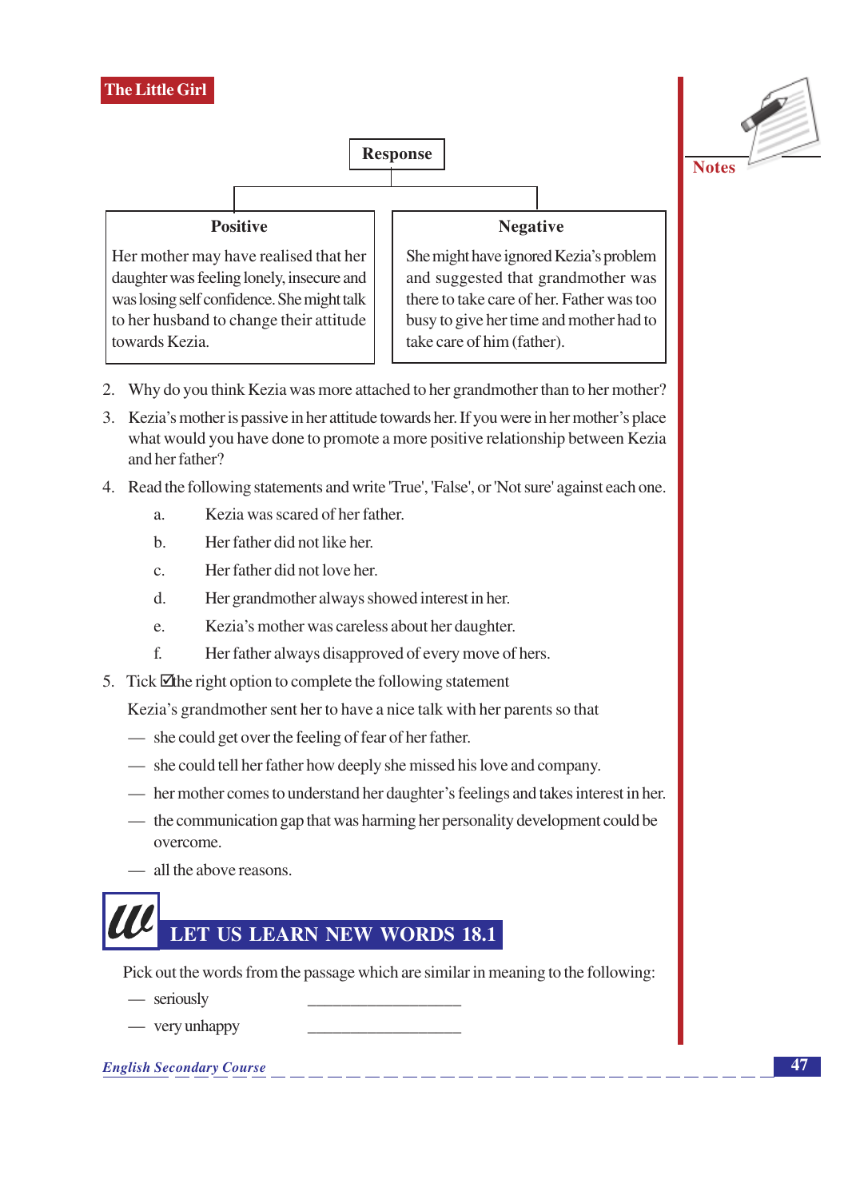**Response**

| Positive | Negative |
| --- | --- |
| Her mother may have realised that her daughter was feeling lonely, insecure and was losing self confidence. She might talk to her husband to change their attitude towards Kezia. | She might have ignored Kezia's problem and suggested that grandmother was there to take care of her. Father was too busy to give her time and mother had to take care of him (father). |

2. Why do you think Kezia was more attached to her grandmother than to her mother?
3. Kezia's mother is passive in her attitude towards her. If you were in her mother's place what would you have done to promote a more positive relationship between Kezia and her father?
4. Read the following statements and write 'True', 'False', or 'Not sure' against each one.
   - a. Kezia was scared of her father.
   - b. Her father did not like her.
   - c. Her father did not love her.
   - d. Her grandmother always showed interest in her.
   - e. Kezia's mother was careless about her daughter.
   - f. Her father always disapproved of every move of hers.
5. Tick ☑ the right option to complete the following statement

   Kezia's grandmother sent her to have a nice talk with her parents so that

   - she could get over the feeling of fear of her father.
   - she could tell her father how deeply she missed his love and company.
   - her mother comes to understand her daughter's feelings and takes interest in her.
   - the communication gap that was harming her personality development could be overcome.
   - all the above reasons.

## LET US LEARN NEW WORDS 18.1

Pick out the words from the passage which are similar in meaning to the following:

- seriously ___________________
- very unhappy ___________________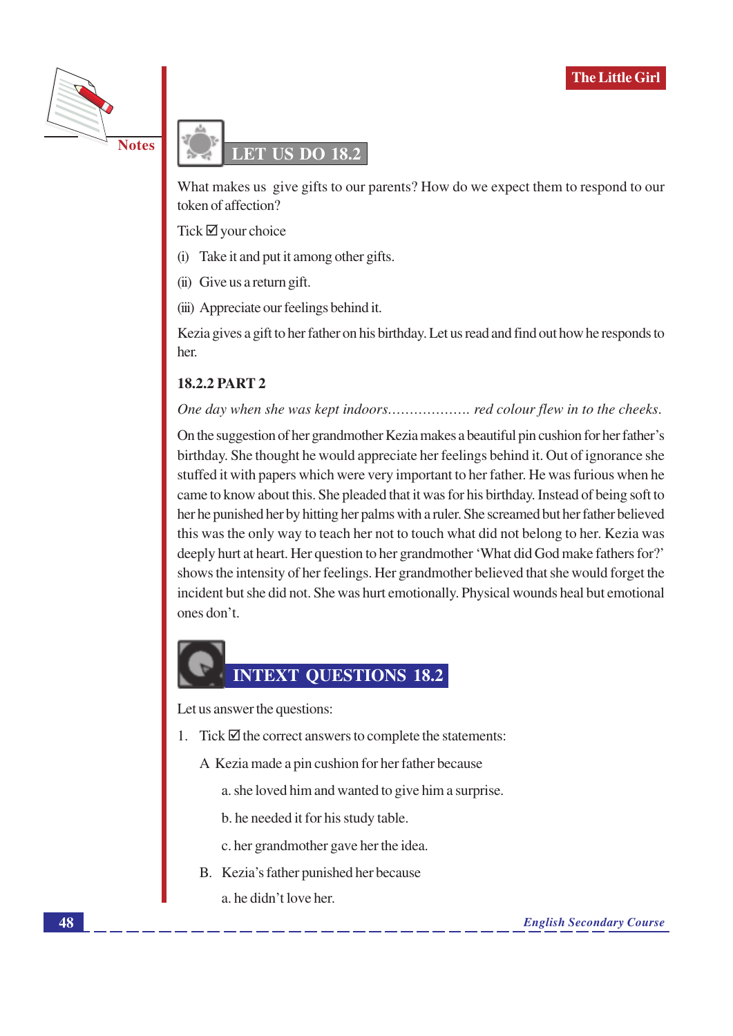## LET US DO 18.2

What makes us give gifts to our parents? How do we expect them to respond to our token of affection?

Tick ☑ your choice

(i) Take it and put it among other gifts.

(ii) Give us a return gift.

(iii) Appreciate our feelings behind it.

Kezia gives a gift to her father on his birthday. Let us read and find out how he responds to her.

### 18.2.2 PART 2

*One day when she was kept indoors.................. red colour flew in to the cheeks.*

On the suggestion of her grandmother Kezia makes a beautiful pin cushion for her father's birthday. She thought he would appreciate her feelings behind it. Out of ignorance she stuffed it with papers which were very important to her father. He was furious when he came to know about this. She pleaded that it was for his birthday. Instead of being soft to her he punished her by hitting her palms with a ruler. She screamed but her father believed this was the only way to teach her not to touch what did not belong to her. Kezia was deeply hurt at heart. Her question to her grandmother 'What did God make fathers for?' shows the intensity of her feelings. Her grandmother believed that she would forget the incident but she did not. She was hurt emotionally. Physical wounds heal but emotional ones don't.

## INTEXT QUESTIONS 18.2

Let us answer the questions:

1. Tick ☑ the correct answers to complete the statements:

   A Kezia made a pin cushion for her father because

   a. she loved him and wanted to give him a surprise.

   b. he needed it for his study table.

   c. her grandmother gave her the idea.

   B. Kezia's father punished her because

   a. he didn't love her.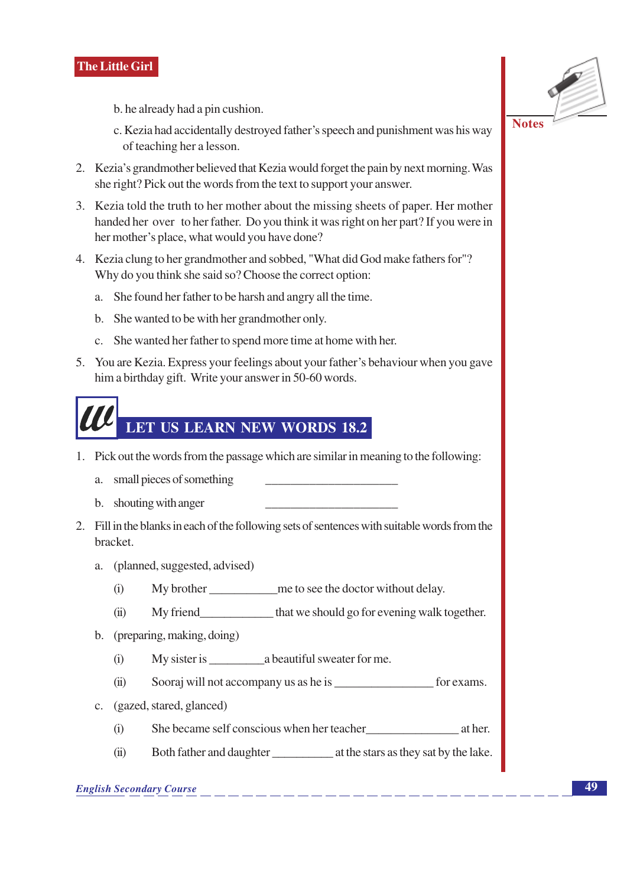b. he already had a pin cushion.

c. Kezia had accidentally destroyed father's speech and punishment was his way of teaching her a lesson.

2. Kezia's grandmother believed that Kezia would forget the pain by next morning. Was she right? Pick out the words from the text to support your answer.

3. Kezia told the truth to her mother about the missing sheets of paper. Her mother handed her over to her father. Do you think it was right on her part? If you were in her mother's place, what would you have done?

4. Kezia clung to her grandmother and sobbed, "What did God make fathers for"? Why do you think she said so? Choose the correct option:

   a. She found her father to be harsh and angry all the time.

   b. She wanted to be with her grandmother only.

   c. She wanted her father to spend more time at home with her.

5. You are Kezia. Express your feelings about your father's behaviour when you gave him a birthday gift. Write your answer in 50-60 words.

## LET US LEARN NEW WORDS 18.2

1. Pick out the words from the passage which are similar in meaning to the following:

   a. small pieces of something ______________________

   b. shouting with anger ______________________

2. Fill in the blanks in each of the following sets of sentences with suitable words from the bracket.

   a. (planned, suggested, advised)

      (i) My brother ___________me to see the doctor without delay.

      (ii) My friend____________ that we should go for evening walk together.

   b. (preparing, making, doing)

      (i) My sister is _________a beautiful sweater for me.

      (ii) Sooraj will not accompany us as he is ________________ for exams.

   c. (gazed, stared, glanced)

      (i) She became self conscious when her teacher_______________ at her.

      (ii) Both father and daughter __________ at the stars as they sat by the lake.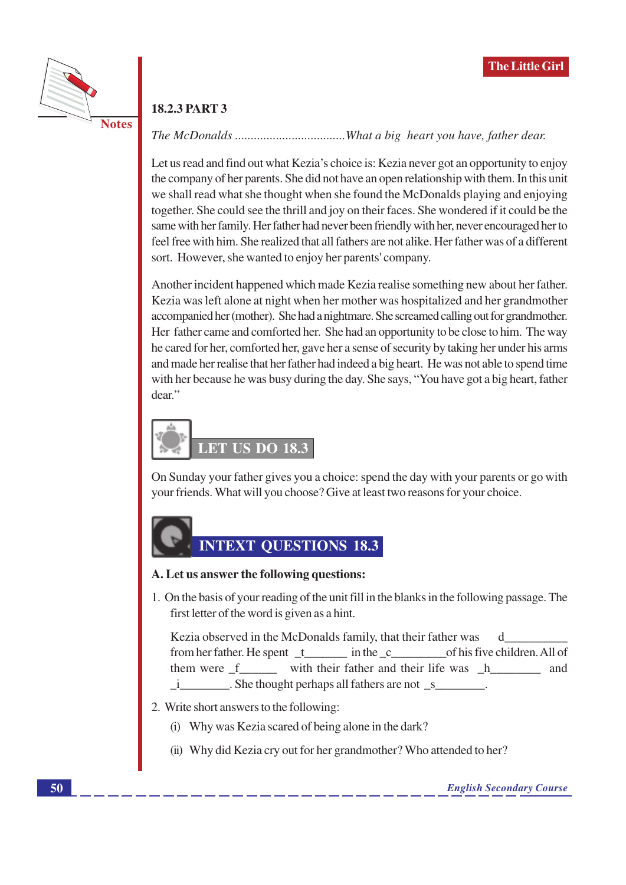### 18.2.3 PART 3

*The McDonalds ..................................What a big heart you have, father dear.*

Let us read and find out what Kezia's choice is: Kezia never got an opportunity to enjoy the company of her parents. She did not have an open relationship with them. In this unit we shall read what she thought when she found the McDonalds playing and enjoying together. She could see the thrill and joy on their faces. She wondered if it could be the same with her family. Her father had never been friendly with her, never encouraged her to feel free with him. She realized that all fathers are not alike. Her father was of a different sort. However, she wanted to enjoy her parents' company.

Another incident happened which made Kezia realise something new about her father. Kezia was left alone at night when her mother was hospitalized and her grandmother accompanied her (mother). She had a nightmare. She screamed calling out for grandmother. Her father came and comforted her. She had an opportunity to be close to him. The way he cared for her, comforted her, gave her a sense of security by taking her under his arms and made her realise that her father had indeed a big heart. He was not able to spend time with her because he was busy during the day. She says, "You have got a big heart, father dear."

## LET US DO 18.3

On Sunday your father gives you a choice: spend the day with your parents or go with your friends. What will you choose? Give at least two reasons for your choice.

## INTEXT QUESTIONS 18.3

**A. Let us answer the following questions:**

1. On the basis of your reading of the unit fill in the blanks in the following passage. The first letter of the word is given as a hint.

   Kezia observed in the McDonalds family, that their father was d__________ from her father. He spent _t_______ in the _c_________of his five children. All of them were _f______ with their father and their life was _h________ and _i________. She thought perhaps all fathers are not _s________.

2. Write short answers to the following:

   (i) Why was Kezia scared of being alone in the dark?

   (ii) Why did Kezia cry out for her grandmother? Who attended to her?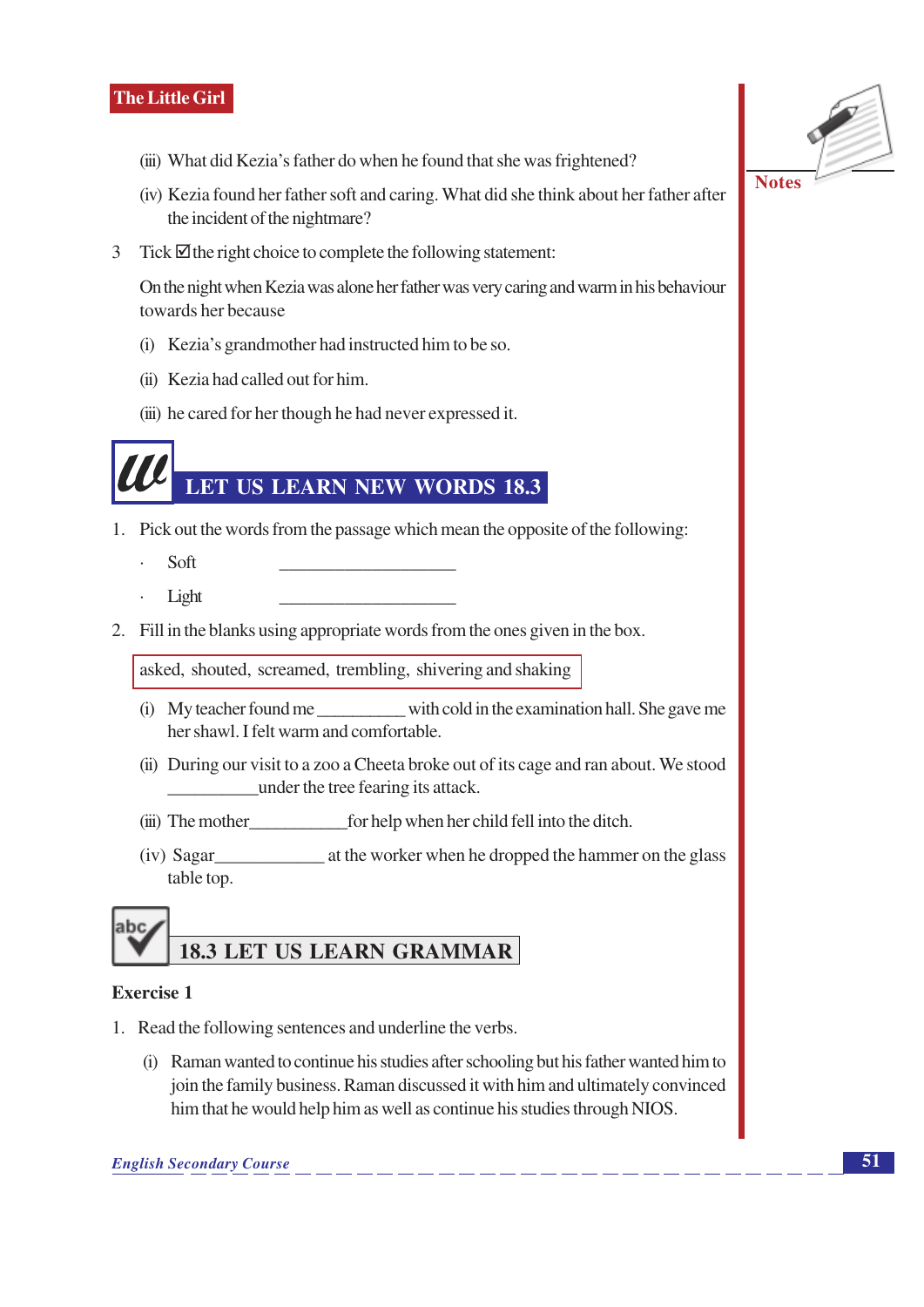(iii) What did Kezia's father do when he found that she was frightened?

(iv) Kezia found her father soft and caring. What did she think about her father after the incident of the nightmare?

3 Tick ☑ the right choice to complete the following statement:

On the night when Kezia was alone her father was very caring and warm in his behaviour towards her because

(i) Kezia's grandmother had instructed him to be so.

(ii) Kezia had called out for him.

(iii) he cared for her though he had never expressed it.

## LET US LEARN NEW WORDS 18.3

1. Pick out the words from the passage which mean the opposite of the following:

   · Soft ____________________

   · Light ____________________

2. Fill in the blanks using appropriate words from the ones given in the box.

| asked, shouted, screamed, trembling, shivering and shaking |
|---|

(i) My teacher found me __________ with cold in the examination hall. She gave me her shawl. I felt warm and comfortable.

(ii) During our visit to a zoo a Cheeta broke out of its cage and ran about. We stood __________under the tree fearing its attack.

(iii) The mother___________for help when her child fell into the ditch.

(iv) Sagar____________ at the worker when he dropped the hammer on the glass table top.

## 18.3 LET US LEARN GRAMMAR

**Exercise 1**

1. Read the following sentences and underline the verbs.

   (i) Raman wanted to continue his studies after schooling but his father wanted him to join the family business. Raman discussed it with him and ultimately convinced him that he would help him as well as continue his studies through NIOS.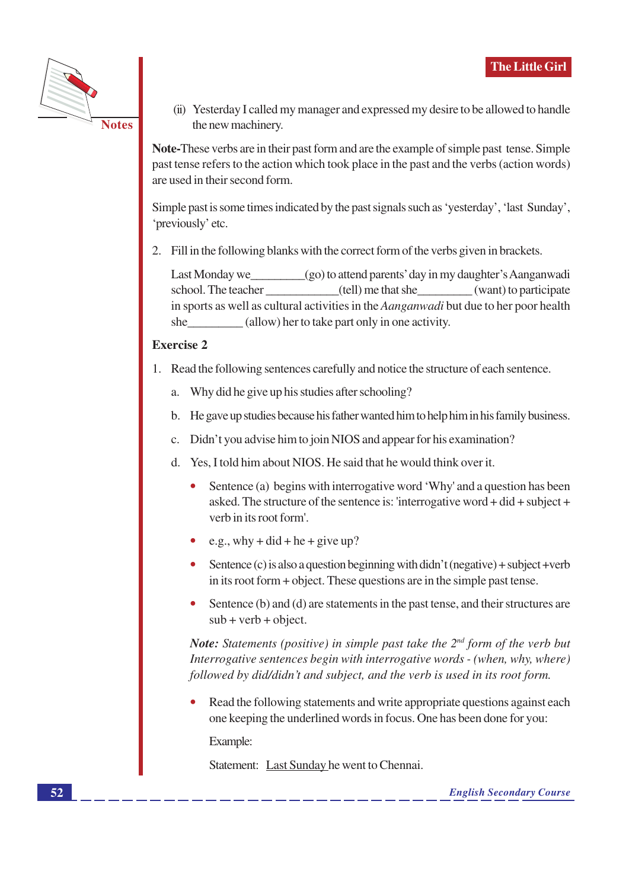(ii) Yesterday I called my manager and expressed my desire to be allowed to handle the new machinery.

**Note-**These verbs are in their past form and are the example of simple past tense. Simple past tense refers to the action which took place in the past and the verbs (action words) are used in their second form.

Simple past is some times indicated by the past signals such as 'yesterday', 'last Sunday', 'previously' etc.

2. Fill in the following blanks with the correct form of the verbs given in brackets.

   Last Monday we_________(go) to attend parents' day in my daughter's Aanganwadi school. The teacher ____________(tell) me that she_________ (want) to participate in sports as well as cultural activities in the *Aanganwadi* but due to her poor health she_________ (allow) her to take part only in one activity.

### Exercise 2

1. Read the following sentences carefully and notice the structure of each sentence.

   a. Why did he give up his studies after schooling?

   b. He gave up studies because his father wanted him to help him in his family business.

   c. Didn't you advise him to join NIOS and appear for his examination?

   d. Yes, I told him about NIOS. He said that he would think over it.

   - Sentence (a) begins with interrogative word 'Why' and a question has been asked. The structure of the sentence is: 'interrogative word + did + subject + verb in its root form'.
   - e.g., why + did + he + give up?
   - Sentence (c) is also a question beginning with didn't (negative) + subject +verb in its root form + object. These questions are in the simple past tense.
   - Sentence (b) and (d) are statements in the past tense, and their structures are sub + verb + object.

   ***Note:*** *Statements (positive) in simple past take the 2<sup>nd</sup> form of the verb but Interrogative sentences begin with interrogative words - (when, why, where) followed by did/didn't and subject, and the verb is used in its root form.*

   - Read the following statements and write appropriate questions against each one keeping the underlined words in focus. One has been done for you:

     Example:

     Statement: <u>Last Sunday</u> he went to Chennai.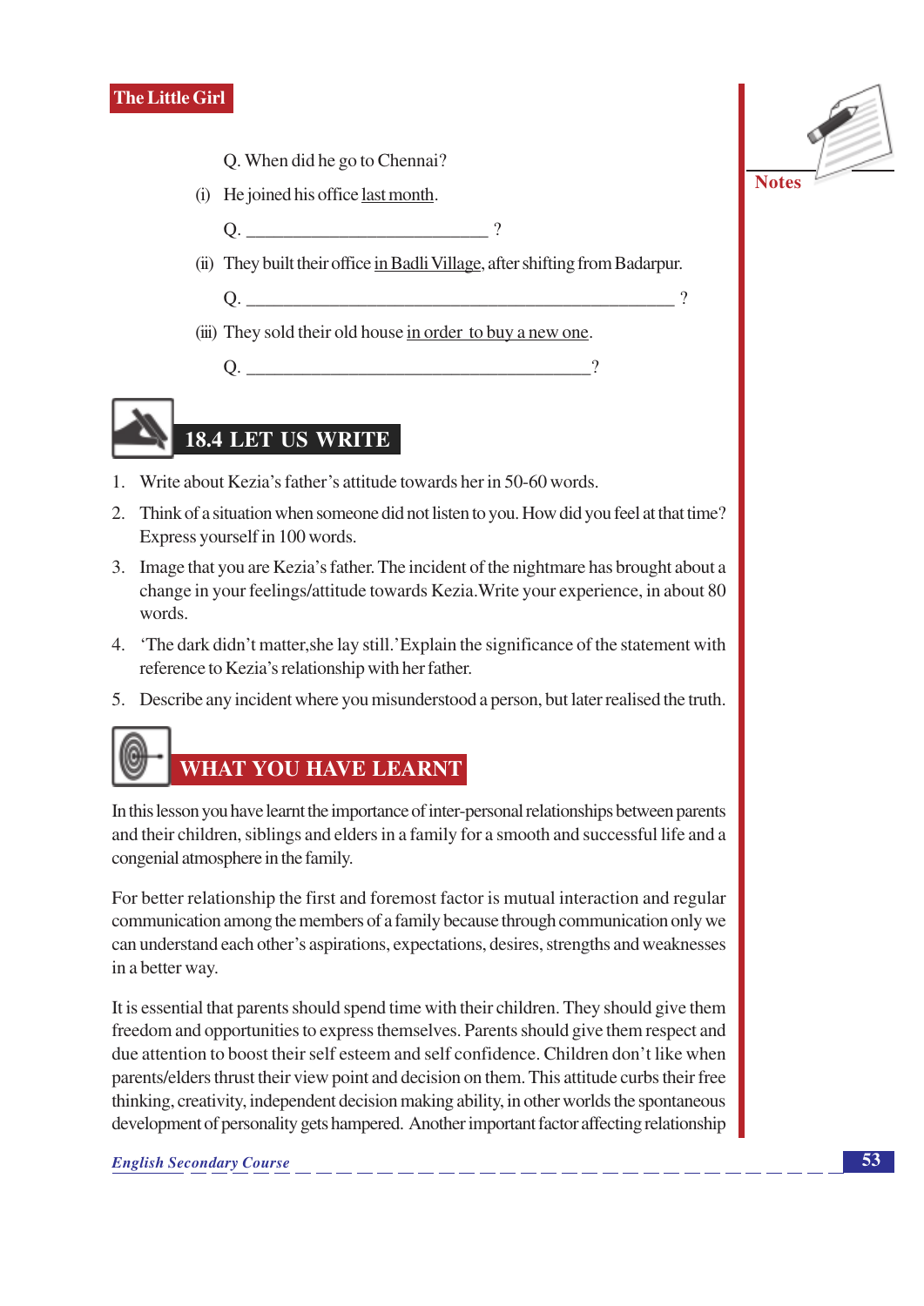Q. When did he go to Chennai?

(i) He joined his office last month.

Q. ___________________________ ?

(ii) They built their office in Badli Village, after shifting from Badarpur.

Q. ________________________________________________ ?

(iii) They sold their old house in order to buy a new one.

Q. ______________________________________?

## 18.4 LET US WRITE

1. Write about Kezia's father's attitude towards her in 50-60 words.
2. Think of a situation when someone did not listen to you. How did you feel at that time? Express yourself in 100 words.
3. Image that you are Kezia's father. The incident of the nightmare has brought about a change in your feelings/attitude towards Kezia.Write your experience, in about 80 words.
4. 'The dark didn't matter,she lay still.'Explain the significance of the statement with reference to Kezia's relationship with her father.
5. Describe any incident where you misunderstood a person, but later realised the truth.

## WHAT YOU HAVE LEARNT

In this lesson you have learnt the importance of inter-personal relationships between parents and their children, siblings and elders in a family for a smooth and successful life and a congenial atmosphere in the family.

For better relationship the first and foremost factor is mutual interaction and regular communication among the members of a family because through communication only we can understand each other's aspirations, expectations, desires, strengths and weaknesses in a better way.

It is essential that parents should spend time with their children. They should give them freedom and opportunities to express themselves. Parents should give them respect and due attention to boost their self esteem and self confidence. Children don't like when parents/elders thrust their view point and decision on them. This attitude curbs their free thinking, creativity, independent decision making ability, in other worlds the spontaneous development of personality gets hampered. Another important factor affecting relationship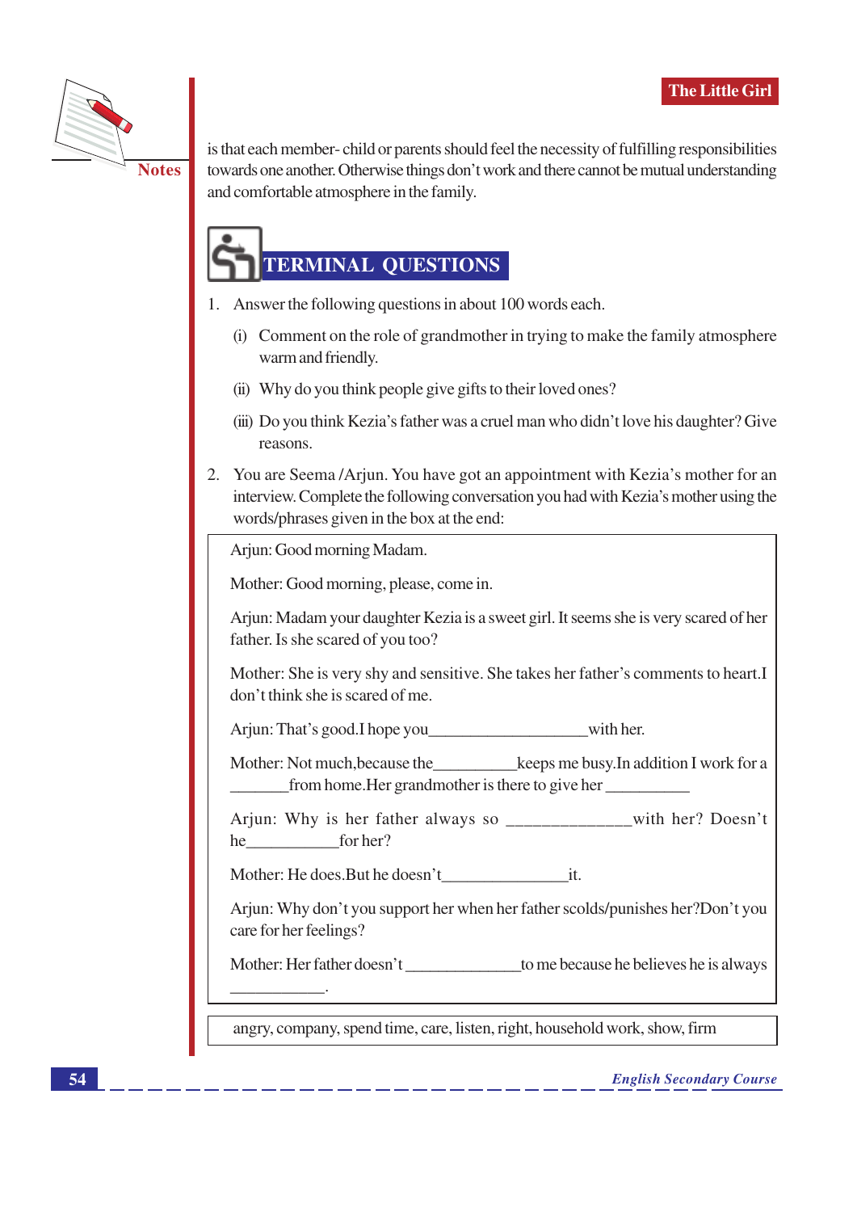is that each member- child or parents should feel the necessity of fulfilling responsibilities towards one another. Otherwise things don't work and there cannot be mutual understanding and comfortable atmosphere in the family.

## TERMINAL QUESTIONS

1. Answer the following questions in about 100 words each.

   (i) Comment on the role of grandmother in trying to make the family atmosphere warm and friendly.

   (ii) Why do you think people give gifts to their loved ones?

   (iii) Do you think Kezia's father was a cruel man who didn't love his daughter? Give reasons.

2. You are Seema /Arjun. You have got an appointment with Kezia's mother for an interview. Complete the following conversation you had with Kezia's mother using the words/phrases given in the box at the end:

> Arjun: Good morning Madam.
>
> Mother: Good morning, please, come in.
>
> Arjun: Madam your daughter Kezia is a sweet girl. It seems she is very scared of her father. Is she scared of you too?
>
> Mother: She is very shy and sensitive. She takes her father's comments to heart.I don't think she is scared of me.
>
> Arjun: That's good.I hope you__________________with her.
>
> Mother: Not much,because the__________keeps me busy.In addition I work for a _______from home.Her grandmother is there to give her __________
>
> Arjun: Why is her father always so ______________with her? Doesn't he___________for her?
>
> Mother: He does.But he doesn't______________it.
>
> Arjun: Why don't you support her when her father scolds/punishes her?Don't you care for her feelings?
>
> Mother: Her father doesn't ______________to me because he believes he is always ___________.

| angry, company, spend time, care, listen, right, household work, show, firm |
|---|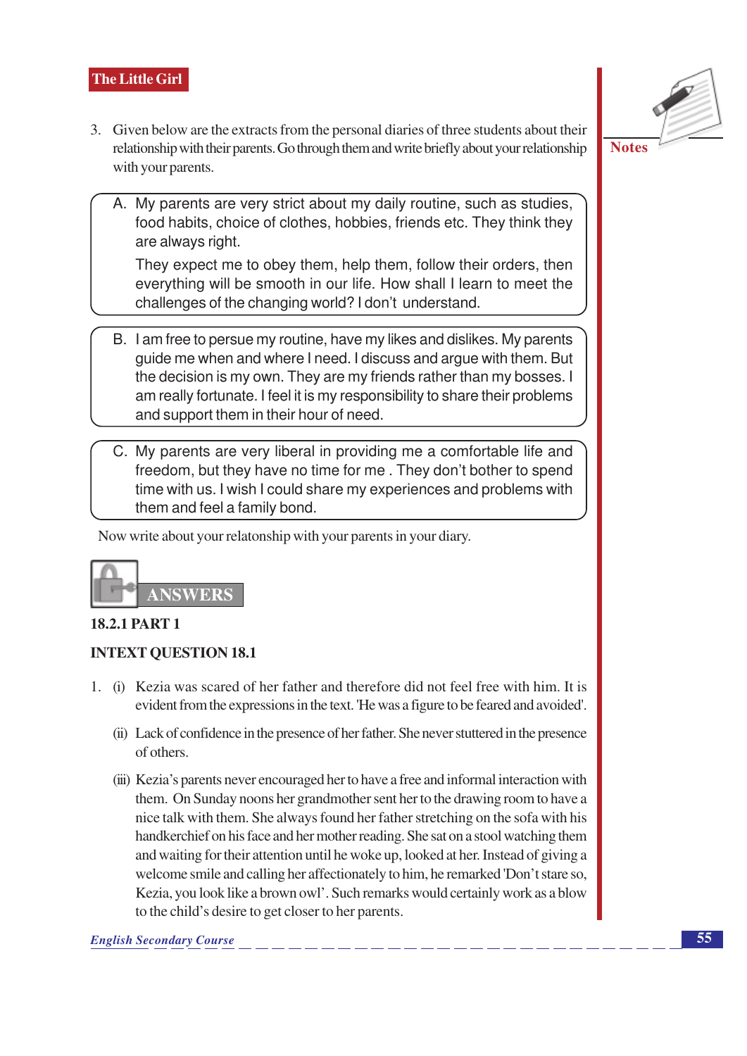3. Given below are the extracts from the personal diaries of three students about their relationship with their parents. Go through them and write briefly about your relationship with your parents.

> A. My parents are very strict about my daily routine, such as studies, food habits, choice of clothes, hobbies, friends etc. They think they are always right.
>
> They expect me to obey them, help them, follow their orders, then everything will be smooth in our life. How shall I learn to meet the challenges of the changing world? I don't understand.

> B. I am free to persue my routine, have my likes and dislikes. My parents guide me when and where I need. I discuss and argue with them. But the decision is my own. They are my friends rather than my bosses. I am really fortunate. I feel it is my responsibility to share their problems and support them in their hour of need.

> C. My parents are very liberal in providing me a comfortable life and freedom, but they have no time for me . They don't bother to spend time with us. I wish I could share my experiences and problems with them and feel a family bond.

Now write about your relatonship with your parents in your diary.

## ANSWERS

### 18.2.1 PART 1

### INTEXT QUESTION 18.1

1. (i) Kezia was scared of her father and therefore did not feel free with him. It is evident from the expressions in the text. 'He was a figure to be feared and avoided'.

   (ii) Lack of confidence in the presence of her father. She never stuttered in the presence of others.

   (iii) Kezia's parents never encouraged her to have a free and informal interaction with them. On Sunday noons her grandmother sent her to the drawing room to have a nice talk with them. She always found her father stretching on the sofa with his handkerchief on his face and her mother reading. She sat on a stool watching them and waiting for their attention until he woke up, looked at her. Instead of giving a welcome smile and calling her affectionately to him, he remarked 'Don't stare so, Kezia, you look like a brown owl'. Such remarks would certainly work as a blow to the child's desire to get closer to her parents.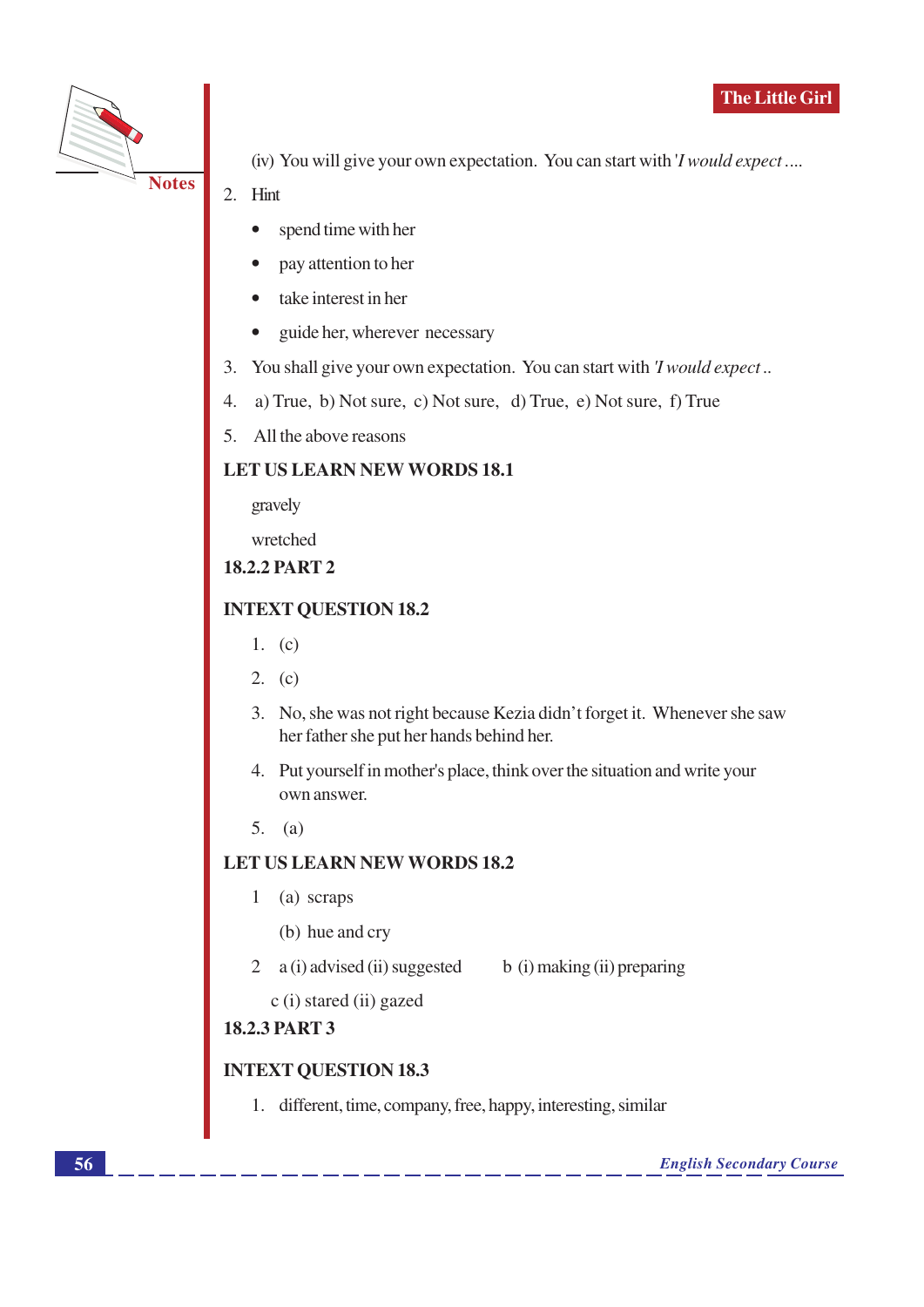(iv) You will give your own expectation. You can start with '*I would expect ....*

2. Hint
   - spend time with her
   - pay attention to her
   - take interest in her
   - guide her, wherever necessary
3. You shall give your own expectation. You can start with *'I would expect ..*
4. a) True, b) Not sure, c) Not sure, d) True, e) Not sure, f) True
5. All the above reasons

**LET US LEARN NEW WORDS 18.1**

gravely

wretched

**18.2.2 PART 2**

**INTEXT QUESTION 18.2**

1. (c)
2. (c)
3. No, she was not right because Kezia didn't forget it. Whenever she saw her father she put her hands behind her.
4. Put yourself in mother's place, think over the situation and write your own answer.
5. (a)

**LET US LEARN NEW WORDS 18.2**

1 (a) scraps

(b) hue and cry

2 a (i) advised (ii) suggested    b (i) making (ii) preparing

c (i) stared (ii) gazed

**18.2.3 PART 3**

**INTEXT QUESTION 18.3**

1. different, time, company, free, happy, interesting, similar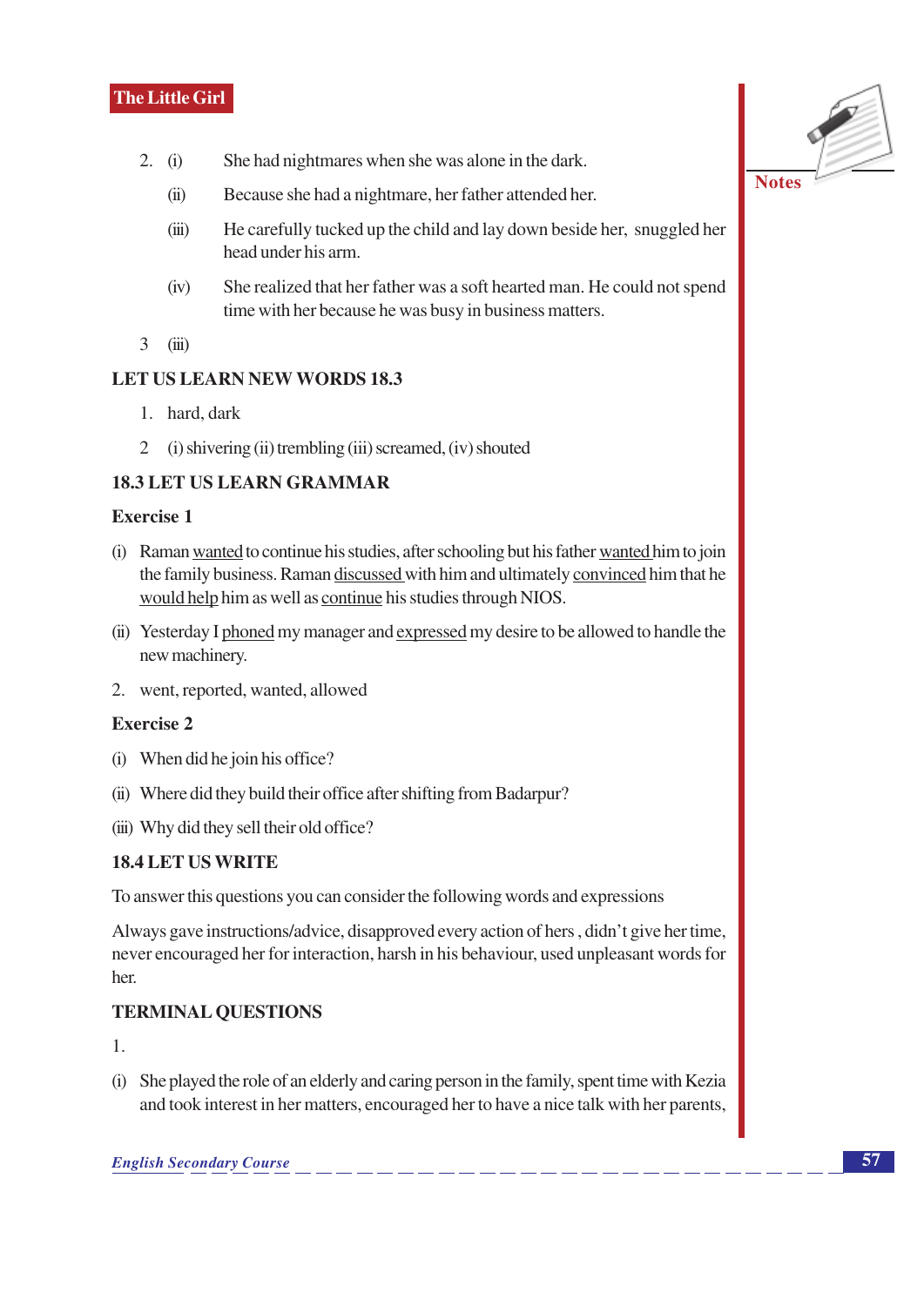2. (i) She had nightmares when she was alone in the dark.

   (ii) Because she had a nightmare, her father attended her.

   (iii) He carefully tucked up the child and lay down beside her, snuggled her head under his arm.

   (iv) She realized that her father was a soft hearted man. He could not spend time with her because he was busy in business matters.

3 (iii)

**LET US LEARN NEW WORDS 18.3**

1. hard, dark
2. (i) shivering (ii) trembling (iii) screamed, (iv) shouted

**18.3 LET US LEARN GRAMMAR**

**Exercise 1**

(i) Raman <u>wanted</u> to continue his studies, after schooling but his father <u>wanted</u> him to join the family business. Raman <u>discussed</u> with him and ultimately <u>convinced</u> him that he <u>would help</u> him as well as <u>continue</u> his studies through NIOS.

(ii) Yesterday I <u>phoned</u> my manager and <u>expressed</u> my desire to be allowed to handle the new machinery.

2. went, reported, wanted, allowed

**Exercise 2**

(i) When did he join his office?

(ii) Where did they build their office after shifting from Badarpur?

(iii) Why did they sell their old office?

**18.4 LET US WRITE**

To answer this questions you can consider the following words and expressions

Always gave instructions/advice, disapproved every action of hers , didn't give her time, never encouraged her for interaction, harsh in his behaviour, used unpleasant words for her.

**TERMINAL QUESTIONS**

1.

(i) She played the role of an elderly and caring person in the family, spent time with Kezia and took interest in her matters, encouraged her to have a nice talk with her parents,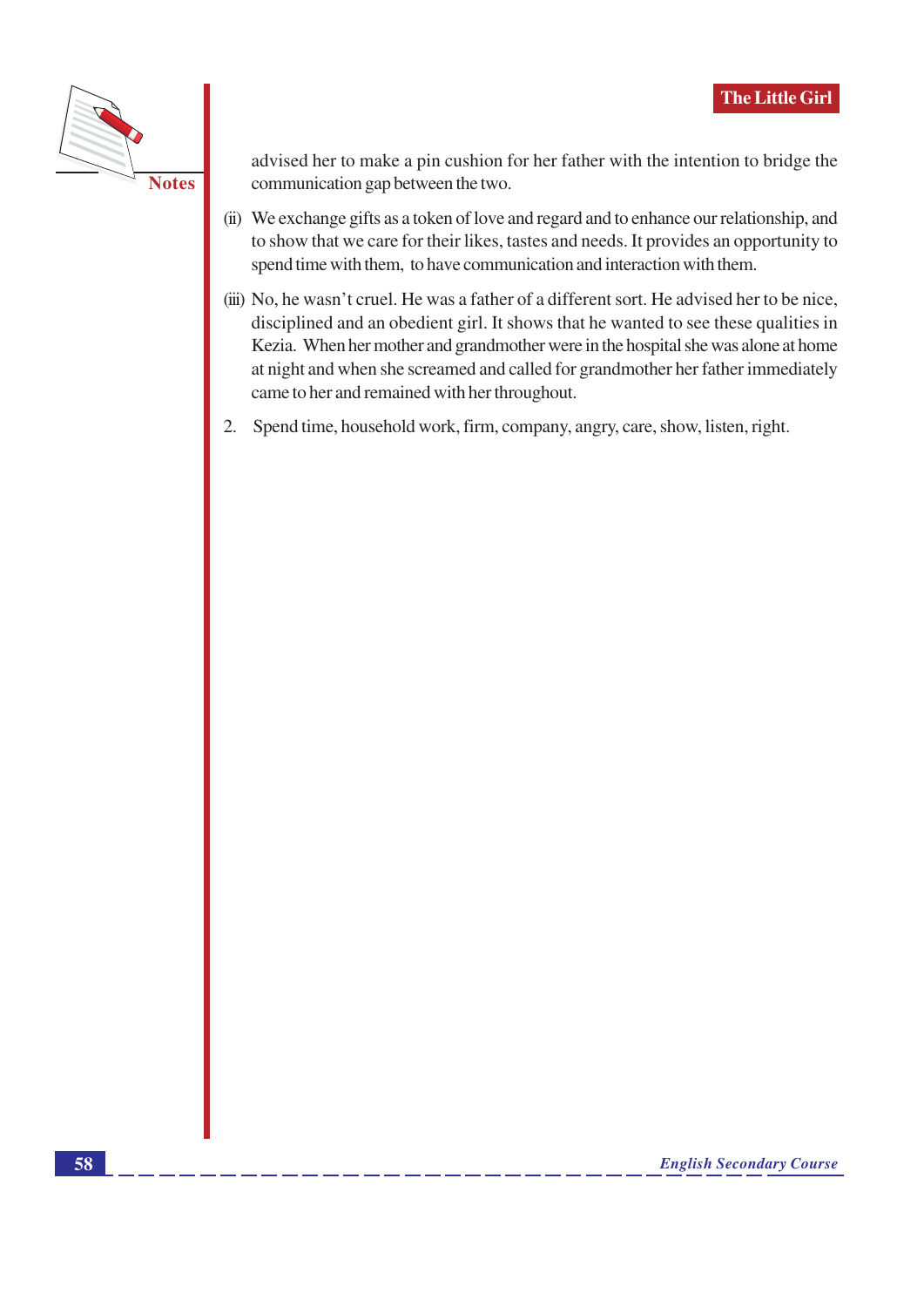advised her to make a pin cushion for her father with the intention to bridge the communication gap between the two.

(ii) We exchange gifts as a token of love and regard and to enhance our relationship, and to show that we care for their likes, tastes and needs. It provides an opportunity to spend time with them, to have communication and interaction with them.

(iii) No, he wasn't cruel. He was a father of a different sort. He advised her to be nice, disciplined and an obedient girl. It shows that he wanted to see these qualities in Kezia. When her mother and grandmother were in the hospital she was alone at home at night and when she screamed and called for grandmother her father immediately came to her and remained with her throughout.

2. Spend time, household work, firm, company, angry, care, show, listen, right.